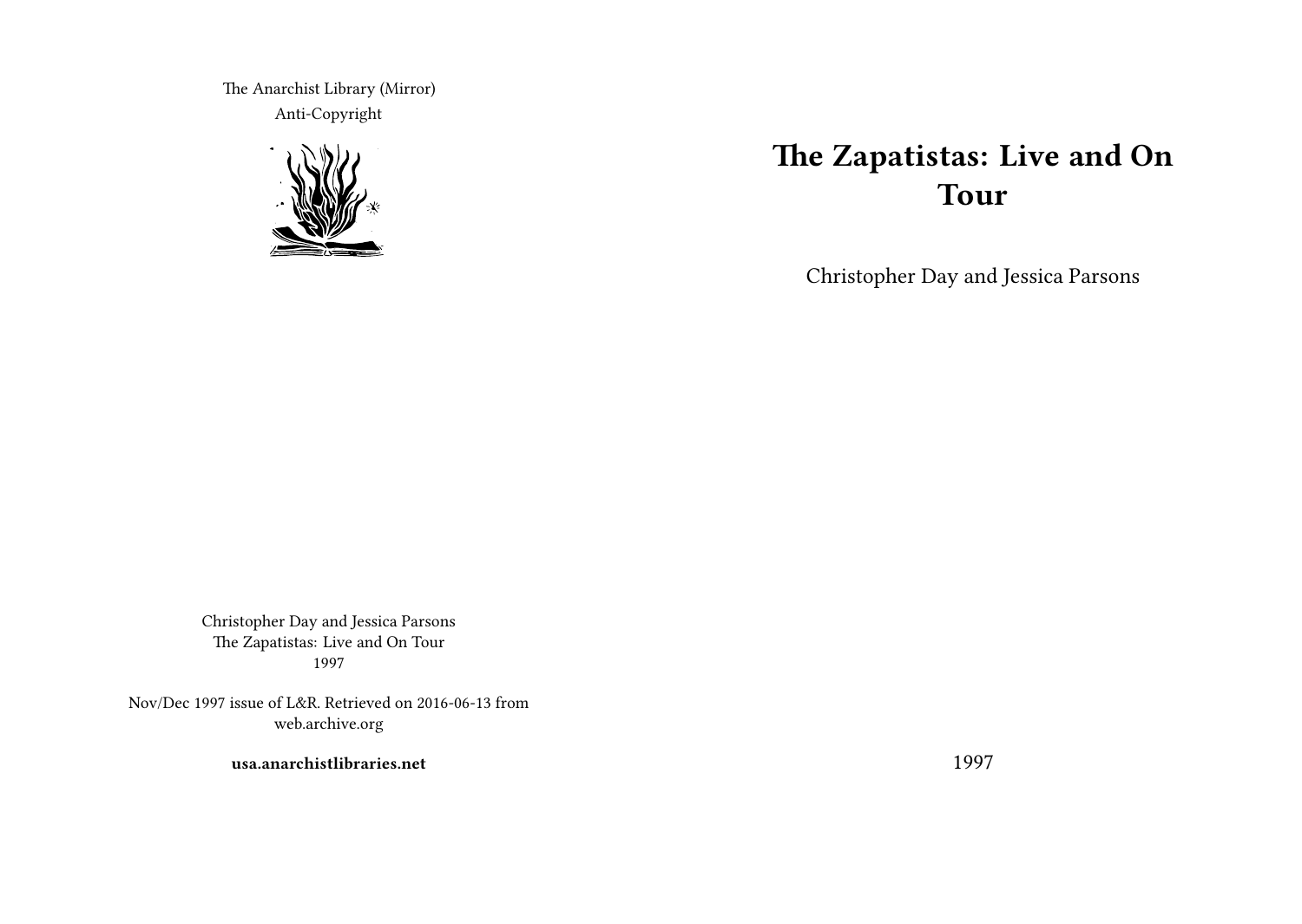The Anarchist Library (Mirror)
Anti-Copyright

# The Zapatistas: Live and On Tour

Christopher Day and Jessica Parsons

1997

Christopher Day and Jessica Parsons
The Zapatistas: Live and On Tour
1997

Nov/Dec 1997 issue of L&R. Retrieved on 2016-06-13 from web.archive.org

**usa.anarchistlibraries.net**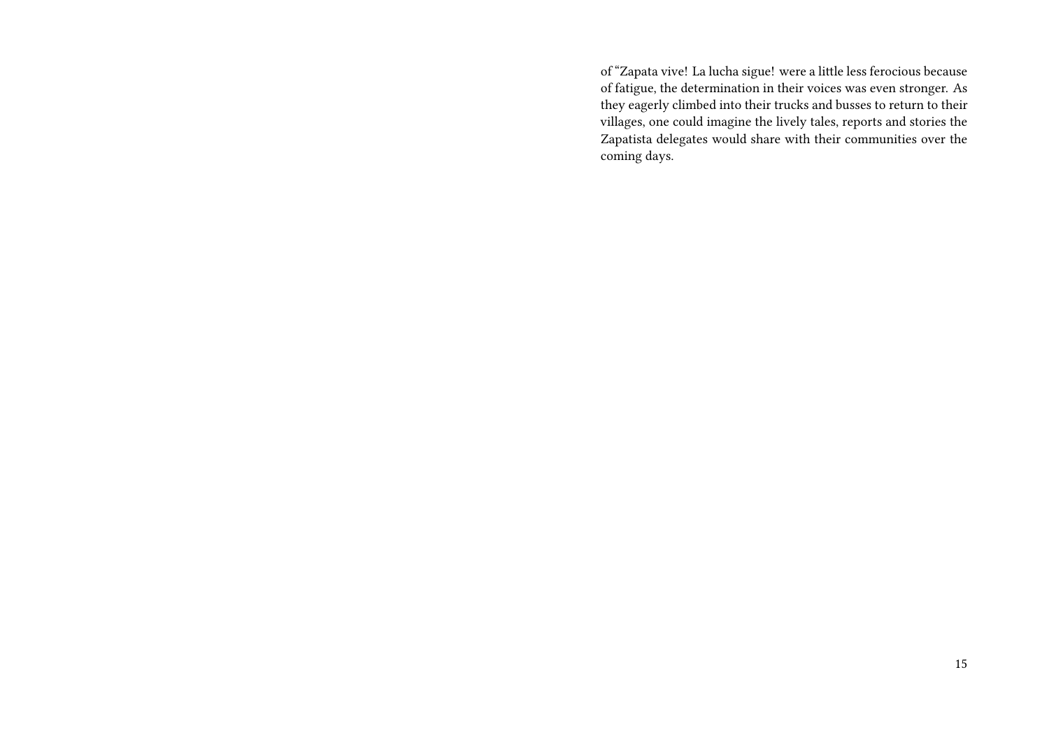of "Zapata vive! La lucha sigue! were a little less ferocious because of fatigue, the determination in their voices was even stronger. As they eagerly climbed into their trucks and busses to return to their villages, one could imagine the lively tales, reports and stories the Zapatista delegates would share with their communities over the coming days.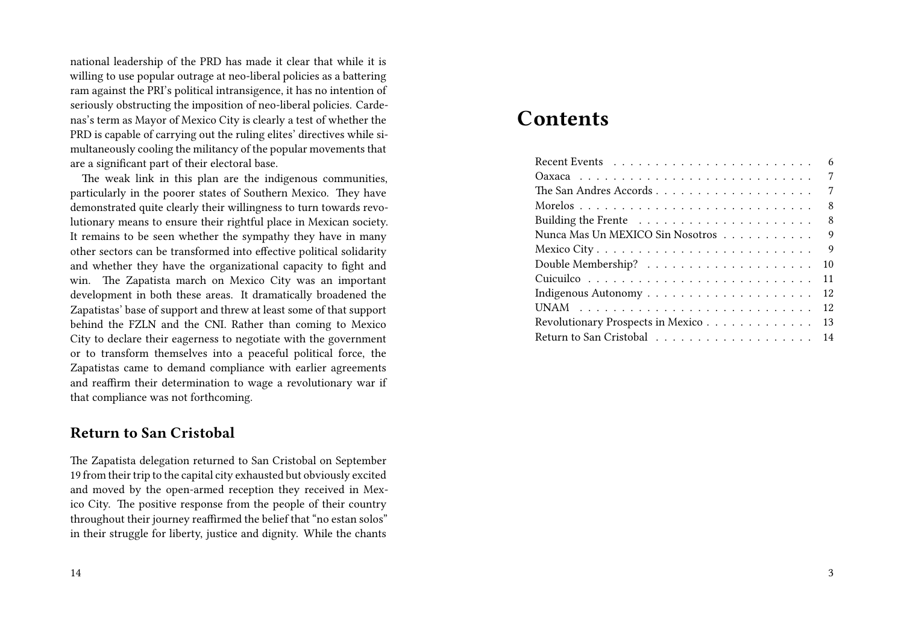national leadership of the PRD has made it clear that while it is willing to use popular outrage at neo-liberal policies as a battering ram against the PRI's political intransigence, it has no intention of seriously obstructing the imposition of neo-liberal policies. Cardenas's term as Mayor of Mexico City is clearly a test of whether the PRD is capable of carrying out the ruling elites' directives while simultaneously cooling the militancy of the popular movements that are a significant part of their electoral base.

The weak link in this plan are the indigenous communities, particularly in the poorer states of Southern Mexico. They have demonstrated quite clearly their willingness to turn towards revolutionary means to ensure their rightful place in Mexican society. It remains to be seen whether the sympathy they have in many other sectors can be transformed into effective political solidarity and whether they have the organizational capacity to fight and win. The Zapatista march on Mexico City was an important development in both these areas. It dramatically broadened the Zapatistas' base of support and threw at least some of that support behind the FZLN and the CNI. Rather than coming to Mexico City to declare their eagerness to negotiate with the government or to transform themselves into a peaceful political force, the Zapatistas came to demand compliance with earlier agreements and reaffirm their determination to wage a revolutionary war if that compliance was not forthcoming.

## Return to San Cristobal

The Zapatista delegation returned to San Cristobal on September 19 from their trip to the capital city exhausted but obviously excited and moved by the open-armed reception they received in Mexico City. The positive response from the people of their country throughout their journey reaffirmed the belief that "no estan solos" in their struggle for liberty, justice and dignity. While the chants

# Contents

- Recent Events . . . . . 6
- Oaxaca . . . . . 7
- The San Andres Accords . . . . . 7
- Morelos . . . . . 8
- Building the Frente . . . . . 8
- Nunca Mas Un MEXICO Sin Nosotros . . . . . 9
- Mexico City . . . . . 9
- Double Membership? . . . . . 10
- Cuicuilco . . . . . 11
- Indigenous Autonomy . . . . . 12
- UNAM . . . . . 12
- Revolutionary Prospects in Mexico . . . . . 13
- Return to San Cristobal . . . . . 14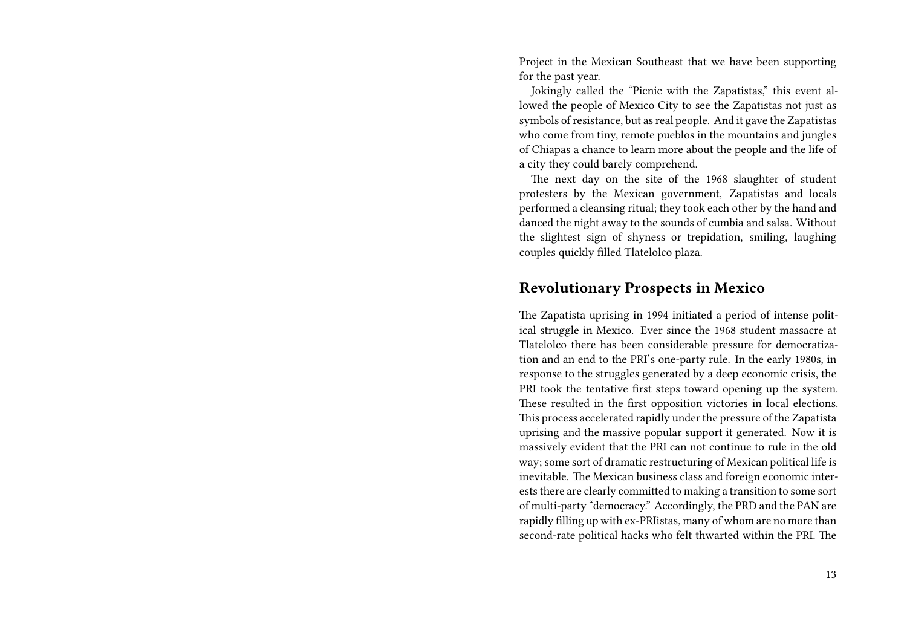Project in the Mexican Southeast that we have been supporting for the past year.

Jokingly called the "Picnic with the Zapatistas," this event allowed the people of Mexico City to see the Zapatistas not just as symbols of resistance, but as real people. And it gave the Zapatistas who come from tiny, remote pueblos in the mountains and jungles of Chiapas a chance to learn more about the people and the life of a city they could barely comprehend.

The next day on the site of the 1968 slaughter of student protesters by the Mexican government, Zapatistas and locals performed a cleansing ritual; they took each other by the hand and danced the night away to the sounds of cumbia and salsa. Without the slightest sign of shyness or trepidation, smiling, laughing couples quickly filled Tlatelolco plaza.

## Revolutionary Prospects in Mexico

The Zapatista uprising in 1994 initiated a period of intense political struggle in Mexico. Ever since the 1968 student massacre at Tlatelolco there has been considerable pressure for democratization and an end to the PRI's one-party rule. In the early 1980s, in response to the struggles generated by a deep economic crisis, the PRI took the tentative first steps toward opening up the system. These resulted in the first opposition victories in local elections. This process accelerated rapidly under the pressure of the Zapatista uprising and the massive popular support it generated. Now it is massively evident that the PRI can not continue to rule in the old way; some sort of dramatic restructuring of Mexican political life is inevitable. The Mexican business class and foreign economic interests there are clearly committed to making a transition to some sort of multi-party "democracy." Accordingly, the PRD and the PAN are rapidly filling up with ex-PRIistas, many of whom are no more than second-rate political hacks who felt thwarted within the PRI. The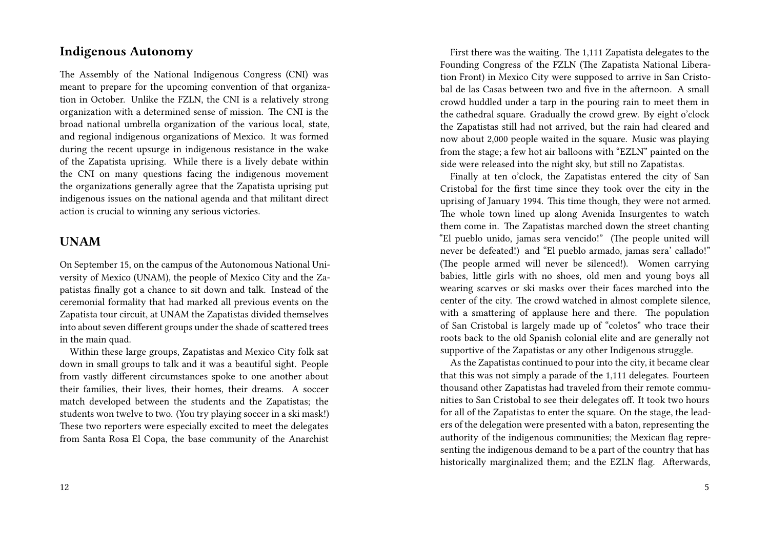## Indigenous Autonomy

The Assembly of the National Indigenous Congress (CNI) was meant to prepare for the upcoming convention of that organization in October. Unlike the FZLN, the CNI is a relatively strong organization with a determined sense of mission. The CNI is the broad national umbrella organization of the various local, state, and regional indigenous organizations of Mexico. It was formed during the recent upsurge in indigenous resistance in the wake of the Zapatista uprising. While there is a lively debate within the CNI on many questions facing the indigenous movement the organizations generally agree that the Zapatista uprising put indigenous issues on the national agenda and that militant direct action is crucial to winning any serious victories.

## UNAM

On September 15, on the campus of the Autonomous National University of Mexico (UNAM), the people of Mexico City and the Zapatistas finally got a chance to sit down and talk. Instead of the ceremonial formality that had marked all previous events on the Zapatista tour circuit, at UNAM the Zapatistas divided themselves into about seven different groups under the shade of scattered trees in the main quad.

Within these large groups, Zapatistas and Mexico City folk sat down in small groups to talk and it was a beautiful sight. People from vastly different circumstances spoke to one another about their families, their lives, their homes, their dreams. A soccer match developed between the students and the Zapatistas; the students won twelve to two. (You try playing soccer in a ski mask!) These two reporters were especially excited to meet the delegates from Santa Rosa El Copa, the base community of the Anarchist

First there was the waiting. The 1,111 Zapatista delegates to the Founding Congress of the FZLN (The Zapatista National Liberation Front) in Mexico City were supposed to arrive in San Cristobal de las Casas between two and five in the afternoon. A small crowd huddled under a tarp in the pouring rain to meet them in the cathedral square. Gradually the crowd grew. By eight o'clock the Zapatistas still had not arrived, but the rain had cleared and now about 2,000 people waited in the square. Music was playing from the stage; a few hot air balloons with "EZLN" painted on the side were released into the night sky, but still no Zapatistas.

Finally at ten o'clock, the Zapatistas entered the city of San Cristobal for the first time since they took over the city in the uprising of January 1994. This time though, they were not armed. The whole town lined up along Avenida Insurgentes to watch them come in. The Zapatistas marched down the street chanting "El pueblo unido, jamas sera vencido!" (The people united will never be defeated!) and "El pueblo armado, jamas sera' callado!" (The people armed will never be silenced!). Women carrying babies, little girls with no shoes, old men and young boys all wearing scarves or ski masks over their faces marched into the center of the city. The crowd watched in almost complete silence, with a smattering of applause here and there. The population of San Cristobal is largely made up of "coletos" who trace their roots back to the old Spanish colonial elite and are generally not supportive of the Zapatistas or any other Indigenous struggle.

As the Zapatistas continued to pour into the city, it became clear that this was not simply a parade of the 1,111 delegates. Fourteen thousand other Zapatistas had traveled from their remote communities to San Cristobal to see their delegates off. It took two hours for all of the Zapatistas to enter the square. On the stage, the leaders of the delegation were presented with a baton, representing the authority of the indigenous communities; the Mexican flag representing the indigenous demand to be a part of the country that has historically marginalized them; and the EZLN flag. Afterwards,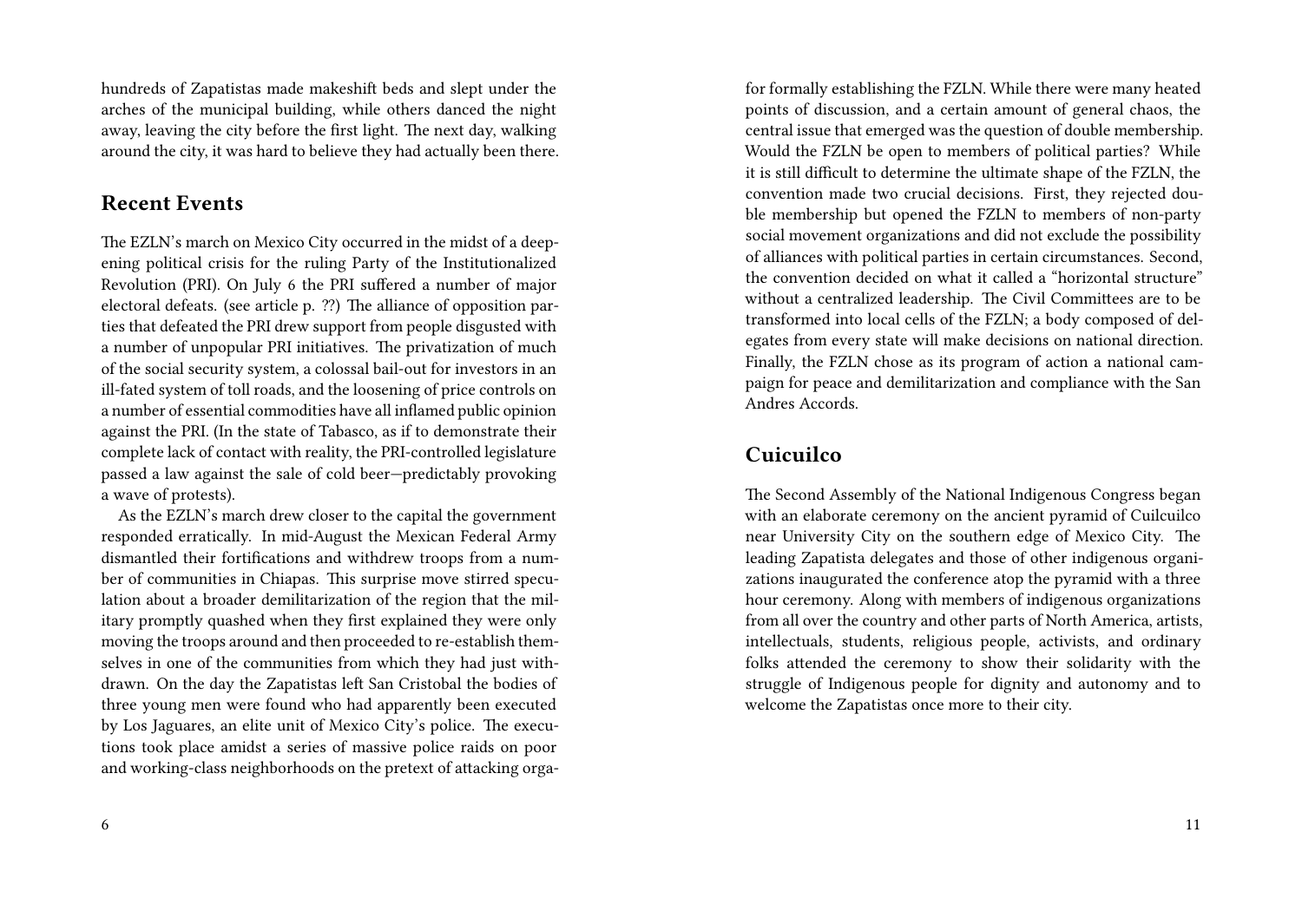hundreds of Zapatistas made makeshift beds and slept under the arches of the municipal building, while others danced the night away, leaving the city before the first light. The next day, walking around the city, it was hard to believe they had actually been there.

## Recent Events

The EZLN's march on Mexico City occurred in the midst of a deepening political crisis for the ruling Party of the Institutionalized Revolution (PRI). On July 6 the PRI suffered a number of major electoral defeats. (see article p. ??) The alliance of opposition parties that defeated the PRI drew support from people disgusted with a number of unpopular PRI initiatives. The privatization of much of the social security system, a colossal bail-out for investors in an ill-fated system of toll roads, and the loosening of price controls on a number of essential commodities have all inflamed public opinion against the PRI. (In the state of Tabasco, as if to demonstrate their complete lack of contact with reality, the PRI-controlled legislature passed a law against the sale of cold beer—predictably provoking a wave of protests).

As the EZLN's march drew closer to the capital the government responded erratically. In mid-August the Mexican Federal Army dismantled their fortifications and withdrew troops from a number of communities in Chiapas. This surprise move stirred speculation about a broader demilitarization of the region that the military promptly quashed when they first explained they were only moving the troops around and then proceeded to re-establish themselves in one of the communities from which they had just withdrawn. On the day the Zapatistas left San Cristobal the bodies of three young men were found who had apparently been executed by Los Jaguares, an elite unit of Mexico City's police. The executions took place amidst a series of massive police raids on poor and working-class neighborhoods on the pretext of attacking orga-

for formally establishing the FZLN. While there were many heated points of discussion, and a certain amount of general chaos, the central issue that emerged was the question of double membership. Would the FZLN be open to members of political parties? While it is still difficult to determine the ultimate shape of the FZLN, the convention made two crucial decisions. First, they rejected double membership but opened the FZLN to members of non-party social movement organizations and did not exclude the possibility of alliances with political parties in certain circumstances. Second, the convention decided on what it called a "horizontal structure" without a centralized leadership. The Civil Committees are to be transformed into local cells of the FZLN; a body composed of delegates from every state will make decisions on national direction. Finally, the FZLN chose as its program of action a national campaign for peace and demilitarization and compliance with the San Andres Accords.

## Cuicuilco

The Second Assembly of the National Indigenous Congress began with an elaborate ceremony on the ancient pyramid of Cuilcuilco near University City on the southern edge of Mexico City. The leading Zapatista delegates and those of other indigenous organizations inaugurated the conference atop the pyramid with a three hour ceremony. Along with members of indigenous organizations from all over the country and other parts of North America, artists, intellectuals, students, religious people, activists, and ordinary folks attended the ceremony to show their solidarity with the struggle of Indigenous people for dignity and autonomy and to welcome the Zapatistas once more to their city.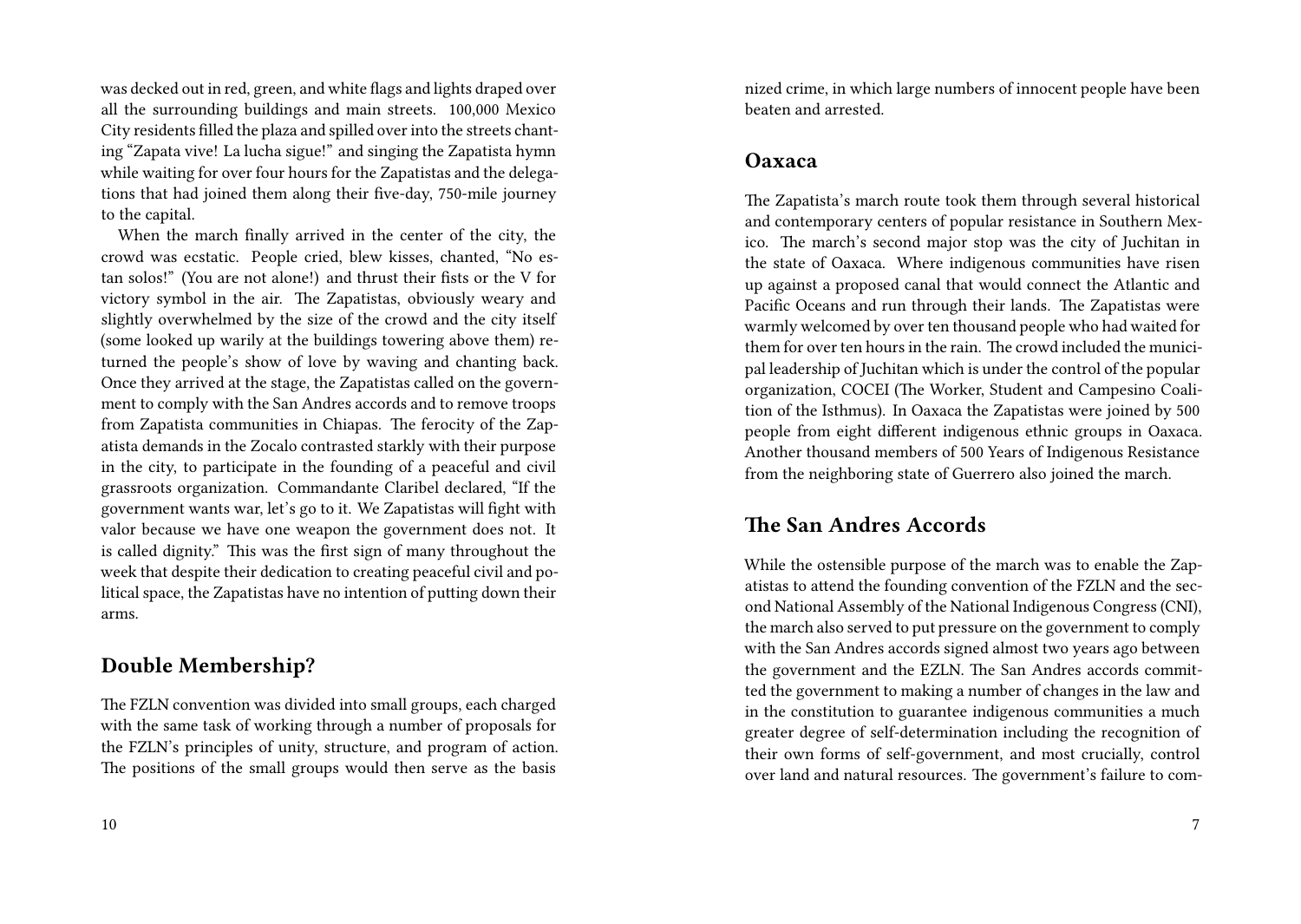was decked out in red, green, and white flags and lights draped over all the surrounding buildings and main streets. 100,000 Mexico City residents filled the plaza and spilled over into the streets chanting "Zapata vive! La lucha sigue!" and singing the Zapatista hymn while waiting for over four hours for the Zapatistas and the delegations that had joined them along their five-day, 750-mile journey to the capital.

When the march finally arrived in the center of the city, the crowd was ecstatic. People cried, blew kisses, chanted, "No estan solos!" (You are not alone!) and thrust their fists or the V for victory symbol in the air. The Zapatistas, obviously weary and slightly overwhelmed by the size of the crowd and the city itself (some looked up warily at the buildings towering above them) returned the people's show of love by waving and chanting back. Once they arrived at the stage, the Zapatistas called on the government to comply with the San Andres accords and to remove troops from Zapatista communities in Chiapas. The ferocity of the Zapatista demands in the Zocalo contrasted starkly with their purpose in the city, to participate in the founding of a peaceful and civil grassroots organization. Commandante Claribel declared, "If the government wants war, let's go to it. We Zapatistas will fight with valor because we have one weapon the government does not. It is called dignity." This was the first sign of many throughout the week that despite their dedication to creating peaceful civil and political space, the Zapatistas have no intention of putting down their arms.

## Double Membership?

The FZLN convention was divided into small groups, each charged with the same task of working through a number of proposals for the FZLN's principles of unity, structure, and program of action. The positions of the small groups would then serve as the basis

nized crime, in which large numbers of innocent people have been beaten and arrested.

## Oaxaca

The Zapatista's march route took them through several historical and contemporary centers of popular resistance in Southern Mexico. The march's second major stop was the city of Juchitan in the state of Oaxaca. Where indigenous communities have risen up against a proposed canal that would connect the Atlantic and Pacific Oceans and run through their lands. The Zapatistas were warmly welcomed by over ten thousand people who had waited for them for over ten hours in the rain. The crowd included the municipal leadership of Juchitan which is under the control of the popular organization, COCEI (The Worker, Student and Campesino Coalition of the Isthmus). In Oaxaca the Zapatistas were joined by 500 people from eight different indigenous ethnic groups in Oaxaca. Another thousand members of 500 Years of Indigenous Resistance from the neighboring state of Guerrero also joined the march.

## The San Andres Accords

While the ostensible purpose of the march was to enable the Zapatistas to attend the founding convention of the FZLN and the second National Assembly of the National Indigenous Congress (CNI), the march also served to put pressure on the government to comply with the San Andres accords signed almost two years ago between the government and the EZLN. The San Andres accords committed the government to making a number of changes in the law and in the constitution to guarantee indigenous communities a much greater degree of self-determination including the recognition of their own forms of self-government, and most crucially, control over land and natural resources. The government's failure to com-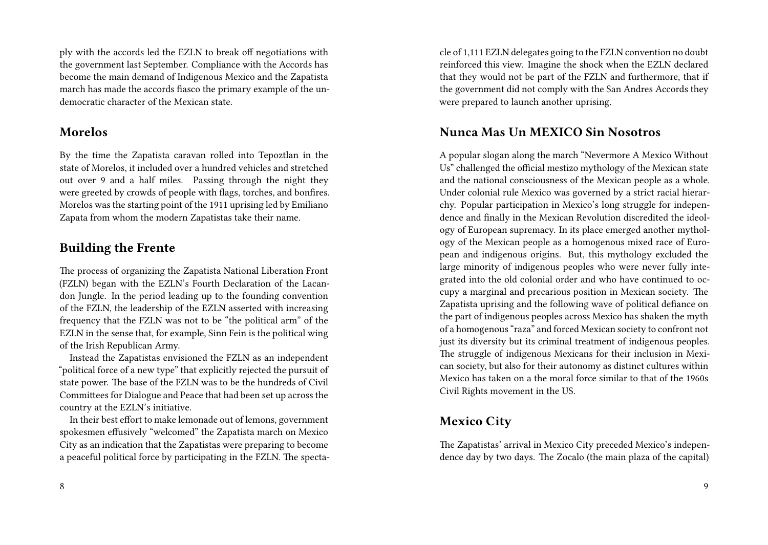ply with the accords led the EZLN to break off negotiations with the government last September. Compliance with the Accords has become the main demand of Indigenous Mexico and the Zapatista march has made the accords fiasco the primary example of the undemocratic character of the Mexican state.

## Morelos

By the time the Zapatista caravan rolled into Tepoztlan in the state of Morelos, it included over a hundred vehicles and stretched out over 9 and a half miles. Passing through the night they were greeted by crowds of people with flags, torches, and bonfires. Morelos was the starting point of the 1911 uprising led by Emiliano Zapata from whom the modern Zapatistas take their name.

## Building the Frente

The process of organizing the Zapatista National Liberation Front (FZLN) began with the EZLN's Fourth Declaration of the Lacandon Jungle. In the period leading up to the founding convention of the FZLN, the leadership of the EZLN asserted with increasing frequency that the FZLN was not to be "the political arm" of the EZLN in the sense that, for example, Sinn Fein is the political wing of the Irish Republican Army.

Instead the Zapatistas envisioned the FZLN as an independent "political force of a new type" that explicitly rejected the pursuit of state power. The base of the FZLN was to be the hundreds of Civil Committees for Dialogue and Peace that had been set up across the country at the EZLN's initiative.

In their best effort to make lemonade out of lemons, government spokesmen effusively "welcomed" the Zapatista march on Mexico City as an indication that the Zapatistas were preparing to become a peaceful political force by participating in the FZLN. The spectacle of 1,111 EZLN delegates going to the FZLN convention no doubt reinforced this view. Imagine the shock when the EZLN declared that they would not be part of the FZLN and furthermore, that if the government did not comply with the San Andres Accords they were prepared to launch another uprising.

## Nunca Mas Un MEXICO Sin Nosotros

A popular slogan along the march "Nevermore A Mexico Without Us" challenged the official mestizo mythology of the Mexican state and the national consciousness of the Mexican people as a whole. Under colonial rule Mexico was governed by a strict racial hierarchy. Popular participation in Mexico's long struggle for independence and finally in the Mexican Revolution discredited the ideology of European supremacy. In its place emerged another mythology of the Mexican people as a homogenous mixed race of European and indigenous origins. But, this mythology excluded the large minority of indigenous peoples who were never fully integrated into the old colonial order and who have continued to occupy a marginal and precarious position in Mexican society. The Zapatista uprising and the following wave of political defiance on the part of indigenous peoples across Mexico has shaken the myth of a homogenous "raza" and forced Mexican society to confront not just its diversity but its criminal treatment of indigenous peoples. The struggle of indigenous Mexicans for their inclusion in Mexican society, but also for their autonomy as distinct cultures within Mexico has taken on a the moral force similar to that of the 1960s Civil Rights movement in the US.

## Mexico City

The Zapatistas' arrival in Mexico City preceded Mexico's independence day by two days. The Zocalo (the main plaza of the capital)